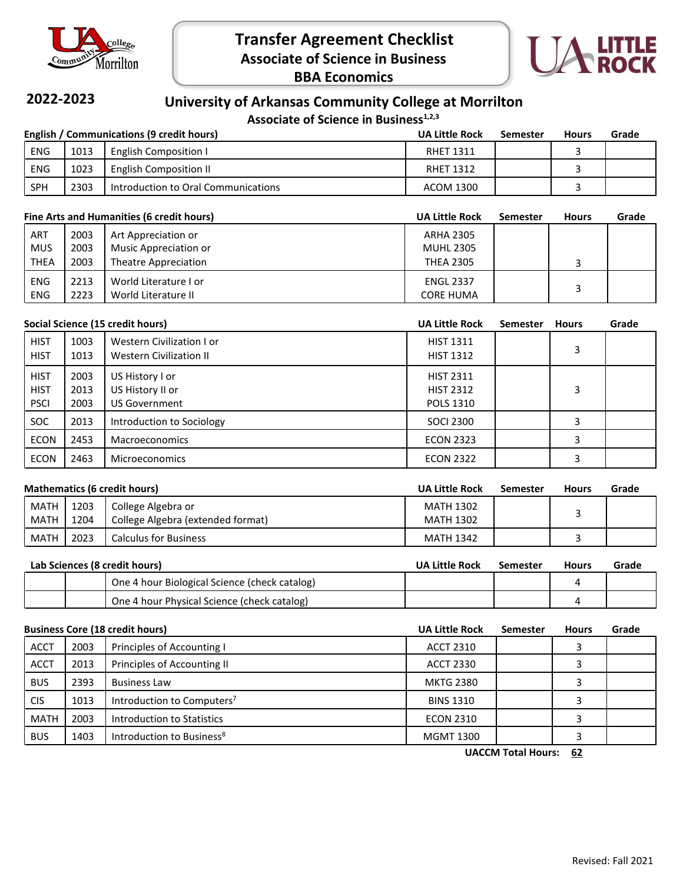# Transfer Agreement Checklist

## Associate of Science in Business

## BBA Economics

**2022-2023**

## University of Arkansas Community College at Morrilton

### Associate of Science in Business[1,2,3]

| English / Communications (9 credit hours) | | | UA Little Rock | Semester | Hours | Grade |
|---|---|---|---|---|---|---|
| ENG | 1013 | English Composition I | RHET 1311 | | 3 | |
| ENG | 1023 | English Composition II | RHET 1312 | | 3 | |
| SPH | 2303 | Introduction to Oral Communications | ACOM 1300 | | 3 | |

| Fine Arts and Humanities (6 credit hours) | | | UA Little Rock | Semester | Hours | Grade |
|---|---|---|---|---|---|---|
| ART<br>MUS<br>THEA | 2003<br>2003<br>2003 | Art Appreciation or<br>Music Appreciation or<br>Theatre Appreciation | ARHA 2305<br>MUHL 2305<br>THEA 2305 | | 3 | |
| ENG<br>ENG | 2213<br>2223 | World Literature I or<br>World Literature II | ENGL 2337<br>CORE HUMA | | 3 | |

| Social Science (15 credit hours) | | | UA Little Rock | Semester | Hours | Grade |
|---|---|---|---|---|---|---|
| HIST<br>HIST | 1003<br>1013 | Western Civilization I or<br>Western Civilization II | HIST 1311<br>HIST 1312 | | 3 | |
| HIST<br>HIST<br>PSCI | 2003<br>2013<br>2003 | US History I or<br>US History II or<br>US Government | HIST 2311<br>HIST 2312<br>POLS 1310 | | 3 | |
| SOC | 2013 | Introduction to Sociology | SOCI 2300 | | 3 | |
| ECON | 2453 | Macroeconomics | ECON 2323 | | 3 | |
| ECON | 2463 | Microeconomics | ECON 2322 | | 3 | |

| Mathematics (6 credit hours) | | | UA Little Rock | Semester | Hours | Grade |
|---|---|---|---|---|---|---|
| MATH<br>MATH | 1203<br>1204 | College Algebra or<br>College Algebra (extended format) | MATH 1302<br>MATH 1302 | | 3 | |
| MATH | 2023 | Calculus for Business | MATH 1342 | | 3 | |

| Lab Sciences (8 credit hours) | | | UA Little Rock | Semester | Hours | Grade |
|---|---|---|---|---|---|---|
| | | One 4 hour Biological Science (check catalog) | | | 4 | |
| | | One 4 hour Physical Science (check catalog) | | | 4 | |

| Business Core (18 credit hours) | | | UA Little Rock | Semester | Hours | Grade |
|---|---|---|---|---|---|---|
| ACCT | 2003 | Principles of Accounting I | ACCT 2310 | | 3 | |
| ACCT | 2013 | Principles of Accounting II | ACCT 2330 | | 3 | |
| BUS | 2393 | Business Law | MKTG 2380 | | 3 | |
| CIS | 1013 | Introduction to Computers[7] | BINS 1310 | | 3 | |
| MATH | 2003 | Introduction to Statistics | ECON 2310 | | 3 | |
| BUS | 1403 | Introduction to Business[8] | MGMT 1300 | | 3 | |

**UACCM Total Hours: 62**

Revised: Fall 2021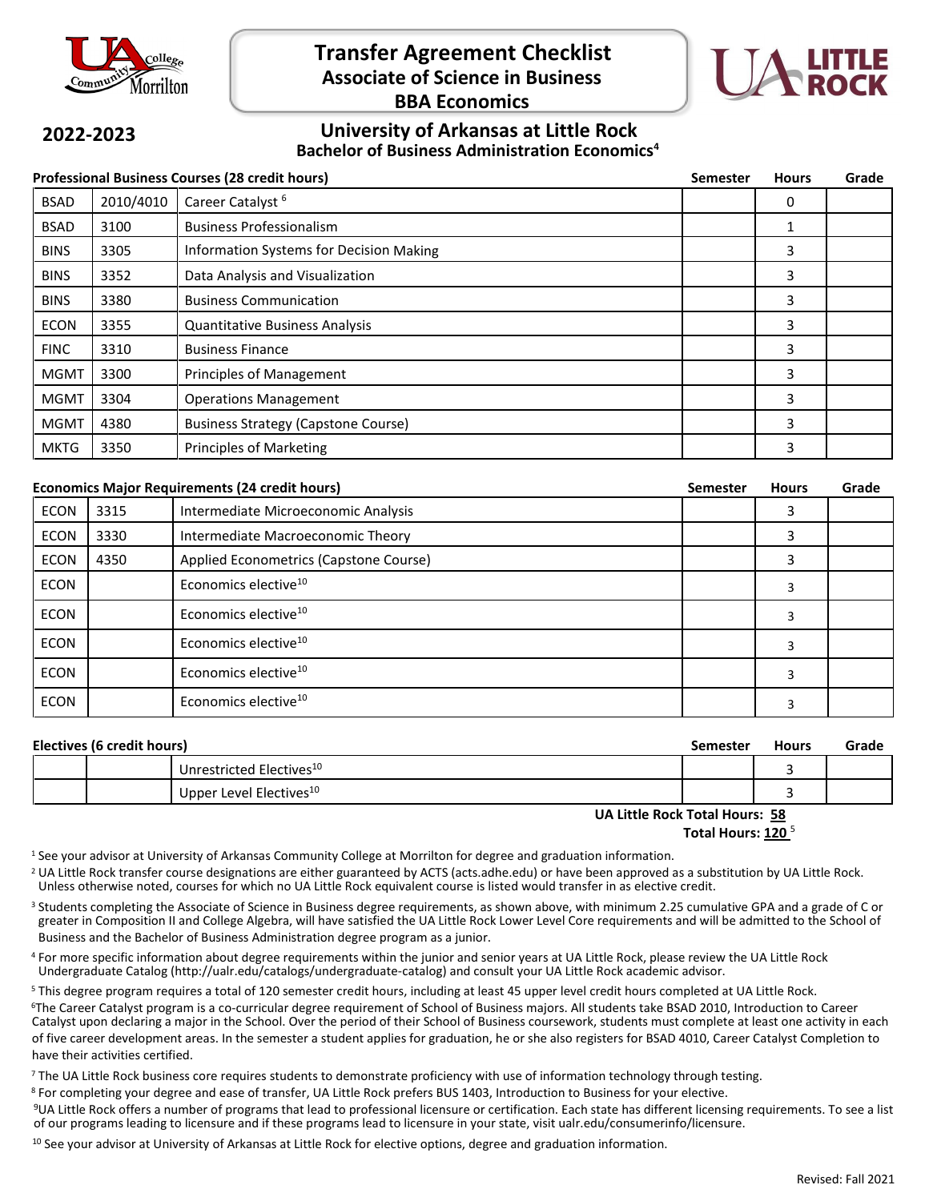# Transfer Agreement Checklist
## Associate of Science in Business
## BBA Economics

**2022-2023**

## University of Arkansas at Little Rock
### Bachelor of Business Administration Economics[4]

**Professional Business Courses (28 credit hours)**

| | | | Semester | Hours | Grade |
|---|---|---|---|---|---|
| BSAD | 2010/4010 | Career Catalyst [6] | | 0 | |
| BSAD | 3100 | Business Professionalism | | 1 | |
| BINS | 3305 | Information Systems for Decision Making | | 3 | |
| BINS | 3352 | Data Analysis and Visualization | | 3 | |
| BINS | 3380 | Business Communication | | 3 | |
| ECON | 3355 | Quantitative Business Analysis | | 3 | |
| FINC | 3310 | Business Finance | | 3 | |
| MGMT | 3300 | Principles of Management | | 3 | |
| MGMT | 3304 | Operations Management | | 3 | |
| MGMT | 4380 | Business Strategy (Capstone Course) | | 3 | |
| MKTG | 3350 | Principles of Marketing | | 3 | |

**Economics Major Requirements (24 credit hours)**

| | | | Semester | Hours | Grade |
|---|---|---|---|---|---|
| ECON | 3315 | Intermediate Microeconomic Analysis | | 3 | |
| ECON | 3330 | Intermediate Macroeconomic Theory | | 3 | |
| ECON | 4350 | Applied Econometrics (Capstone Course) | | 3 | |
| ECON | | Economics elective[10] | | 3 | |
| ECON | | Economics elective[10] | | 3 | |
| ECON | | Economics elective[10] | | 3 | |
| ECON | | Economics elective[10] | | 3 | |
| ECON | | Economics elective[10] | | 3 | |

**Electives (6 credit hours)**

| | | | Semester | Hours | Grade |
|---|---|---|---|---|---|
| | | Unrestricted Electives[10] | | 3 | |
| | | Upper Level Electives[10] | | 3 | |

**UA Little Rock Total Hours: 58**

**Total Hours: 120** [5]

[1] See your advisor at University of Arkansas Community College at Morrilton for degree and graduation information.

[2] UA Little Rock transfer course designations are either guaranteed by ACTS (acts.adhe.edu) or have been approved as a substitution by UA Little Rock. Unless otherwise noted, courses for which no UA Little Rock equivalent course is listed would transfer in as elective credit.

[3] Students completing the Associate of Science in Business degree requirements, as shown above, with minimum 2.25 cumulative GPA and a grade of C or greater in Composition II and College Algebra, will have satisfied the UA Little Rock Lower Level Core requirements and will be admitted to the School of Business and the Bachelor of Business Administration degree program as a junior.

[4] For more specific information about degree requirements within the junior and senior years at UA Little Rock, please review the UA Little Rock Undergraduate Catalog (http://ualr.edu/catalogs/undergraduate-catalog) and consult your UA Little Rock academic advisor.

[5] This degree program requires a total of 120 semester credit hours, including at least 45 upper level credit hours completed at UA Little Rock.

[6] The Career Catalyst program is a co-curricular degree requirement of School of Business majors. All students take BSAD 2010, Introduction to Career Catalyst upon declaring a major in the School. Over the period of their School of Business coursework, students must complete at least one activity in each of five career development areas. In the semester a student applies for graduation, he or she also registers for BSAD 4010, Career Catalyst Completion to have their activities certified.

[7] The UA Little Rock business core requires students to demonstrate proficiency with use of information technology through testing.

[8] For completing your degree and ease of transfer, UA Little Rock prefers BUS 1403, Introduction to Business for your elective.

[9] UA Little Rock offers a number of programs that lead to professional licensure or certification. Each state has different licensing requirements. To see a list of our programs leading to licensure and if these programs lead to licensure in your state, visit ualr.edu/consumerinfo/licensure.

[10] See your advisor at University of Arkansas at Little Rock for elective options, degree and graduation information.

Revised: Fall 2021